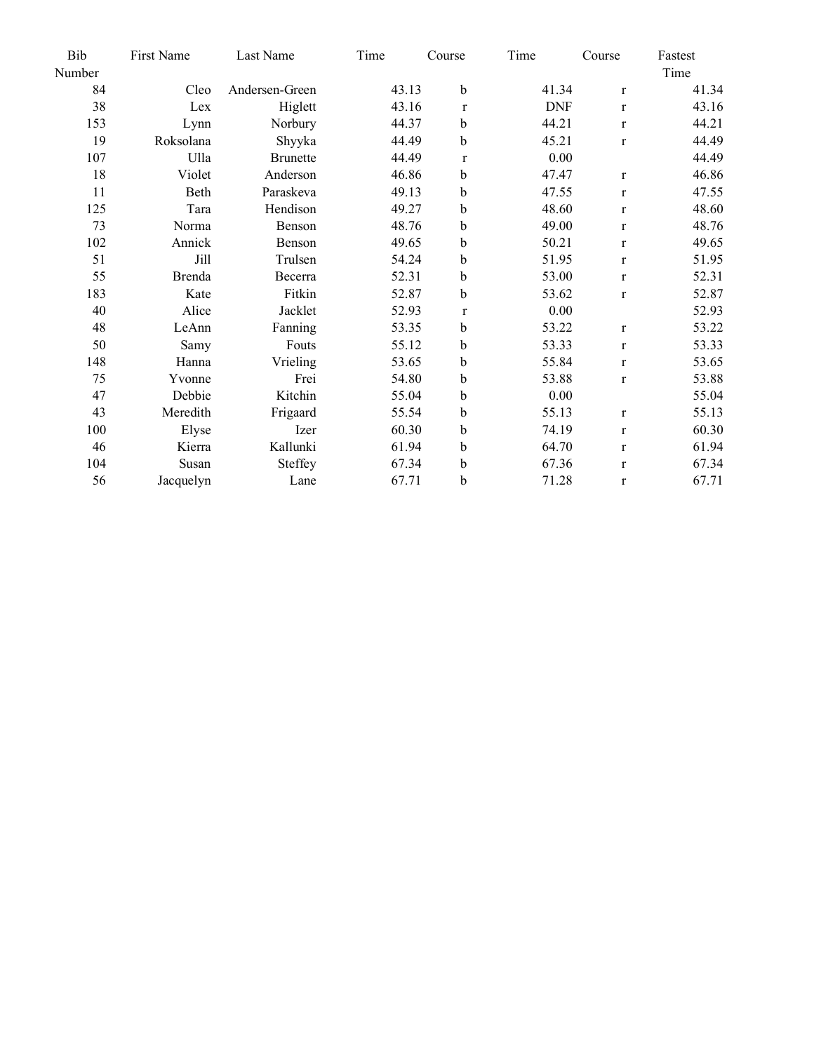| Bib Number | First Name | Last Name | Time | Course | Time | Course | Fastest Time |
|---|---|---|---|---|---|---|---|
| 84 | Cleo | Andersen-Green | 43.13 | b | 41.34 | r | 41.34 |
| 38 | Lex | Higlett | 43.16 | r | DNF | r | 43.16 |
| 153 | Lynn | Norbury | 44.37 | b | 44.21 | r | 44.21 |
| 19 | Roksolana | Shyyka | 44.49 | b | 45.21 | r | 44.49 |
| 107 | Ulla | Brunette | 44.49 | r | 0.00 | | 44.49 |
| 18 | Violet | Anderson | 46.86 | b | 47.47 | r | 46.86 |
| 11 | Beth | Paraskeva | 49.13 | b | 47.55 | r | 47.55 |
| 125 | Tara | Hendison | 49.27 | b | 48.60 | r | 48.60 |
| 73 | Norma | Benson | 48.76 | b | 49.00 | r | 48.76 |
| 102 | Annick | Benson | 49.65 | b | 50.21 | r | 49.65 |
| 51 | Jill | Trulsen | 54.24 | b | 51.95 | r | 51.95 |
| 55 | Brenda | Becerra | 52.31 | b | 53.00 | r | 52.31 |
| 183 | Kate | Fitkin | 52.87 | b | 53.62 | r | 52.87 |
| 40 | Alice | Jacklet | 52.93 | r | 0.00 | | 52.93 |
| 48 | LeAnn | Fanning | 53.35 | b | 53.22 | r | 53.22 |
| 50 | Samy | Fouts | 55.12 | b | 53.33 | r | 53.33 |
| 148 | Hanna | Vrieling | 53.65 | b | 55.84 | r | 53.65 |
| 75 | Yvonne | Frei | 54.80 | b | 53.88 | r | 53.88 |
| 47 | Debbie | Kitchin | 55.04 | b | 0.00 | | 55.04 |
| 43 | Meredith | Frigaard | 55.54 | b | 55.13 | r | 55.13 |
| 100 | Elyse | Izer | 60.30 | b | 74.19 | r | 60.30 |
| 46 | Kierra | Kallunki | 61.94 | b | 64.70 | r | 61.94 |
| 104 | Susan | Steffey | 67.34 | b | 67.36 | r | 67.34 |
| 56 | Jacquelyn | Lane | 67.71 | b | 71.28 | r | 67.71 |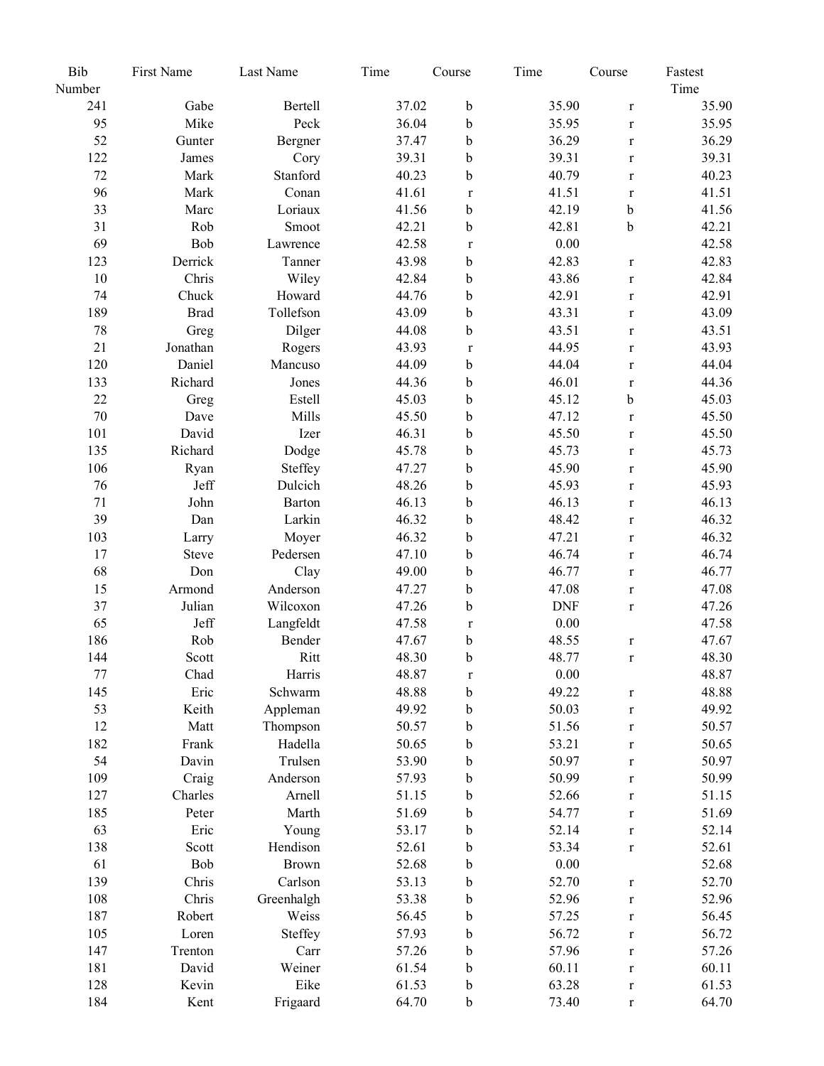| Bib Number | First Name | Last Name | Time | Course | Time | Course | Fastest Time |
|---|---|---|---|---|---|---|---|
| 241 | Gabe | Bertell | 37.02 | b | 35.90 | r | 35.90 |
| 95 | Mike | Peck | 36.04 | b | 35.95 | r | 35.95 |
| 52 | Gunter | Bergner | 37.47 | b | 36.29 | r | 36.29 |
| 122 | James | Cory | 39.31 | b | 39.31 | r | 39.31 |
| 72 | Mark | Stanford | 40.23 | b | 40.79 | r | 40.23 |
| 96 | Mark | Conan | 41.61 | r | 41.51 | r | 41.51 |
| 33 | Marc | Loriaux | 41.56 | b | 42.19 | b | 41.56 |
| 31 | Rob | Smoot | 42.21 | b | 42.81 | b | 42.21 |
| 69 | Bob | Lawrence | 42.58 | r | 0.00 | | 42.58 |
| 123 | Derrick | Tanner | 43.98 | b | 42.83 | r | 42.83 |
| 10 | Chris | Wiley | 42.84 | b | 43.86 | r | 42.84 |
| 74 | Chuck | Howard | 44.76 | b | 42.91 | r | 42.91 |
| 189 | Brad | Tollefson | 43.09 | b | 43.31 | r | 43.09 |
| 78 | Greg | Dilger | 44.08 | b | 43.51 | r | 43.51 |
| 21 | Jonathan | Rogers | 43.93 | r | 44.95 | r | 43.93 |
| 120 | Daniel | Mancuso | 44.09 | b | 44.04 | r | 44.04 |
| 133 | Richard | Jones | 44.36 | b | 46.01 | r | 44.36 |
| 22 | Greg | Estell | 45.03 | b | 45.12 | b | 45.03 |
| 70 | Dave | Mills | 45.50 | b | 47.12 | r | 45.50 |
| 101 | David | Izer | 46.31 | b | 45.50 | r | 45.50 |
| 135 | Richard | Dodge | 45.78 | b | 45.73 | r | 45.73 |
| 106 | Ryan | Steffey | 47.27 | b | 45.90 | r | 45.90 |
| 76 | Jeff | Dulcich | 48.26 | b | 45.93 | r | 45.93 |
| 71 | John | Barton | 46.13 | b | 46.13 | r | 46.13 |
| 39 | Dan | Larkin | 46.32 | b | 48.42 | r | 46.32 |
| 103 | Larry | Moyer | 46.32 | b | 47.21 | r | 46.32 |
| 17 | Steve | Pedersen | 47.10 | b | 46.74 | r | 46.74 |
| 68 | Don | Clay | 49.00 | b | 46.77 | r | 46.77 |
| 15 | Armond | Anderson | 47.27 | b | 47.08 | r | 47.08 |
| 37 | Julian | Wilcoxon | 47.26 | b | DNF | r | 47.26 |
| 65 | Jeff | Langfeldt | 47.58 | r | 0.00 | | 47.58 |
| 186 | Rob | Bender | 47.67 | b | 48.55 | r | 47.67 |
| 144 | Scott | Ritt | 48.30 | b | 48.77 | r | 48.30 |
| 77 | Chad | Harris | 48.87 | r | 0.00 | | 48.87 |
| 145 | Eric | Schwarm | 48.88 | b | 49.22 | r | 48.88 |
| 53 | Keith | Appleman | 49.92 | b | 50.03 | r | 49.92 |
| 12 | Matt | Thompson | 50.57 | b | 51.56 | r | 50.57 |
| 182 | Frank | Hadella | 50.65 | b | 53.21 | r | 50.65 |
| 54 | Davin | Trulsen | 53.90 | b | 50.97 | r | 50.97 |
| 109 | Craig | Anderson | 57.93 | b | 50.99 | r | 50.99 |
| 127 | Charles | Arnell | 51.15 | b | 52.66 | r | 51.15 |
| 185 | Peter | Marth | 51.69 | b | 54.77 | r | 51.69 |
| 63 | Eric | Young | 53.17 | b | 52.14 | r | 52.14 |
| 138 | Scott | Hendison | 52.61 | b | 53.34 | r | 52.61 |
| 61 | Bob | Brown | 52.68 | b | 0.00 | | 52.68 |
| 139 | Chris | Carlson | 53.13 | b | 52.70 | r | 52.70 |
| 108 | Chris | Greenhalgh | 53.38 | b | 52.96 | r | 52.96 |
| 187 | Robert | Weiss | 56.45 | b | 57.25 | r | 56.45 |
| 105 | Loren | Steffey | 57.93 | b | 56.72 | r | 56.72 |
| 147 | Trenton | Carr | 57.26 | b | 57.96 | r | 57.26 |
| 181 | David | Weiner | 61.54 | b | 60.11 | r | 60.11 |
| 128 | Kevin | Eike | 61.53 | b | 63.28 | r | 61.53 |
| 184 | Kent | Frigaard | 64.70 | b | 73.40 | r | 64.70 |